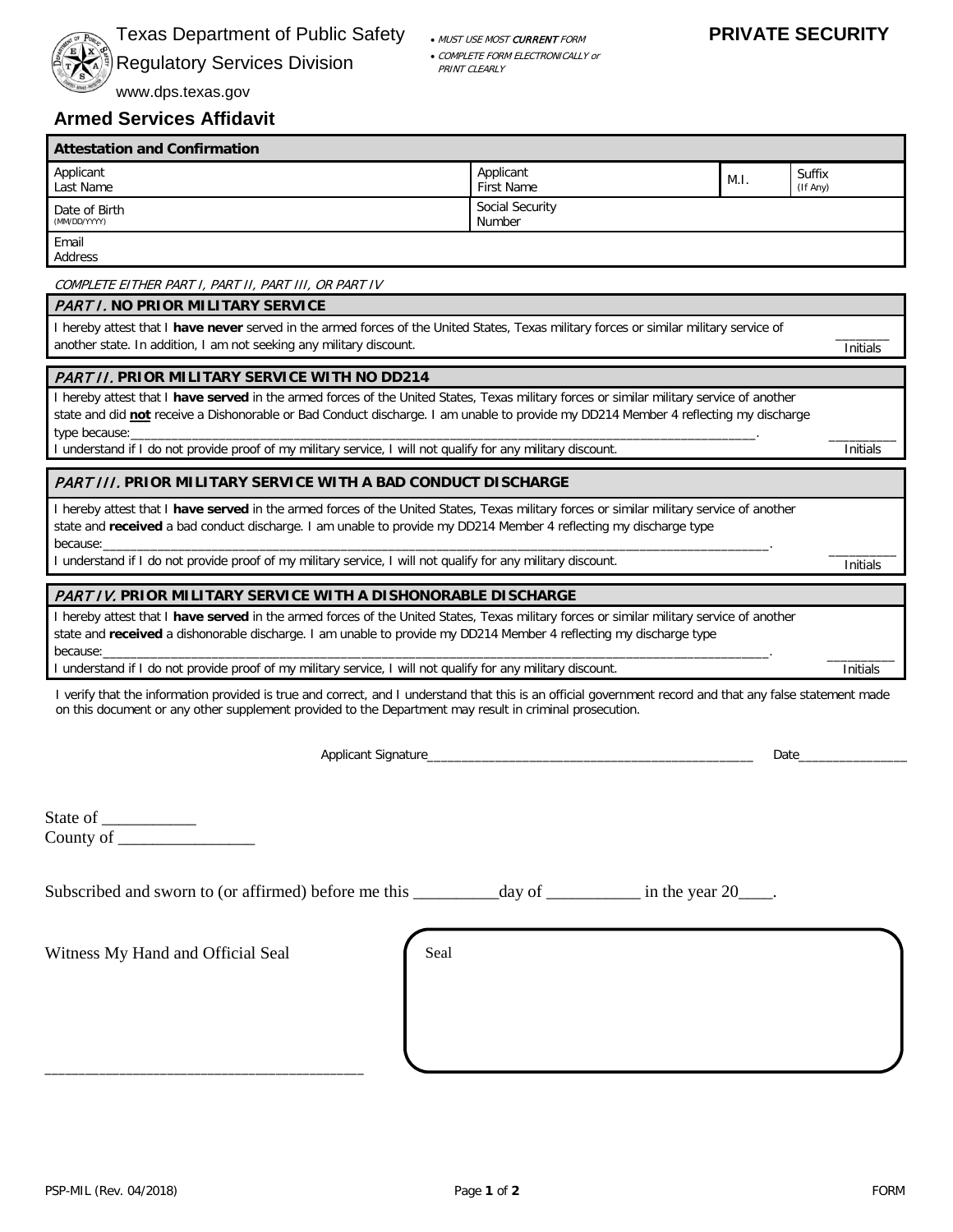Texas Department of Public Safety

Regulatory Services Division

www.dps.texas.gov

- *MUST USE MOST **CURRENT** FORM*
- *COMPLETE FORM ELECTRONICALLY or PRINT CLEARLY*

**PRIVATE SECURITY**

## Armed Services Affidavit

| **Attestation and Confirmation** | | | | | |
|---|---|---|---|---|---|
| Applicant Last Name | | Applicant First Name | | M.I. | Suffix (If Any) |
| Date of Birth (MM/DD/YYYY) | | Social Security Number | | | |
| Email Address | | | | | |

*COMPLETE EITHER PART I, PART II, PART III, OR PART IV*

### *PART I.* NO PRIOR MILITARY SERVICE

I hereby attest that I **have never** served in the armed forces of the United States, Texas military forces or similar military service of another state. In addition, I am not seeking any military discount. ________ Initials

### *PART II.* PRIOR MILITARY SERVICE WITH NO DD214

I hereby attest that I **have served** in the armed forces of the United States, Texas military forces or similar military service of another state and did **not** receive a Dishonorable or Bad Conduct discharge. I am unable to provide my DD214 Member 4 reflecting my discharge type because:_______________________________________________________________________________.
I understand if I do not provide proof of my military service, I will not qualify for any military discount. ________ Initials

### *PART III.* PRIOR MILITARY SERVICE WITH A BAD CONDUCT DISCHARGE

I hereby attest that I **have served** in the armed forces of the United States, Texas military forces or similar military service of another state and **received** a bad conduct discharge. I am unable to provide my DD214 Member 4 reflecting my discharge type because:_______________________________________________________________________________.
I understand if I do not provide proof of my military service, I will not qualify for any military discount. ________ Initials

### *PART IV.* PRIOR MILITARY SERVICE WITH A DISHONORABLE DISCHARGE

I hereby attest that I **have served** in the armed forces of the United States, Texas military forces or similar military service of another state and **received** a dishonorable discharge. I am unable to provide my DD214 Member 4 reflecting my discharge type because:_______________________________________________________________________________.
I understand if I do not provide proof of my military service, I will not qualify for any military discount. ________ Initials

I verify that the information provided is true and correct, and I understand that this is an official government record and that any false statement made on this document or any other supplement provided to the Department may result in criminal prosecution.

Applicant Signature_______________________________________________ Date_______________

State of ___________
County of ________________

Subscribed and sworn to (or affirmed) before me this __________day of ___________ in the year 20____.

Witness My Hand and Official Seal

Seal

_________________________________________

PSP-MIL (Rev. 04/2018) FORM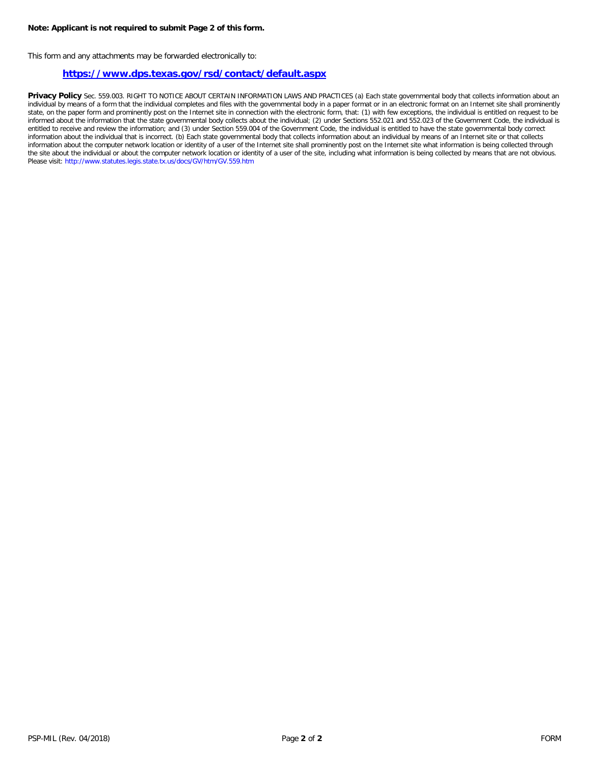**Note: Applicant is not required to submit Page 2 of this form.**

This form and any attachments may be forwarded electronically to:

**https://www.dps.texas.gov/rsd/contact/default.aspx**

**Privacy Policy** Sec. 559.003. RIGHT TO NOTICE ABOUT CERTAIN INFORMATION LAWS AND PRACTICES (a) Each state governmental body that collects information about an individual by means of a form that the individual completes and files with the governmental body in a paper format or in an electronic format on an Internet site shall prominently state, on the paper form and prominently post on the Internet site in connection with the electronic form, that: (1) with few exceptions, the individual is entitled on request to be informed about the information that the state governmental body collects about the individual; (2) under Sections 552.021 and 552.023 of the Government Code, the individual is entitled to receive and review the information; and (3) under Section 559.004 of the Government Code, the individual is entitled to have the state governmental body correct information about the individual that is incorrect. (b) Each state governmental body that collects information about an individual by means of an Internet site or that collects information about the computer network location or identity of a user of the Internet site shall prominently post on the Internet site what information is being collected through the site about the individual or about the computer network location or identity of a user of the site, including what information is being collected by means that are not obvious. Please visit: http://www.statutes.legis.state.tx.us/docs/GV/htm/GV.559.htm